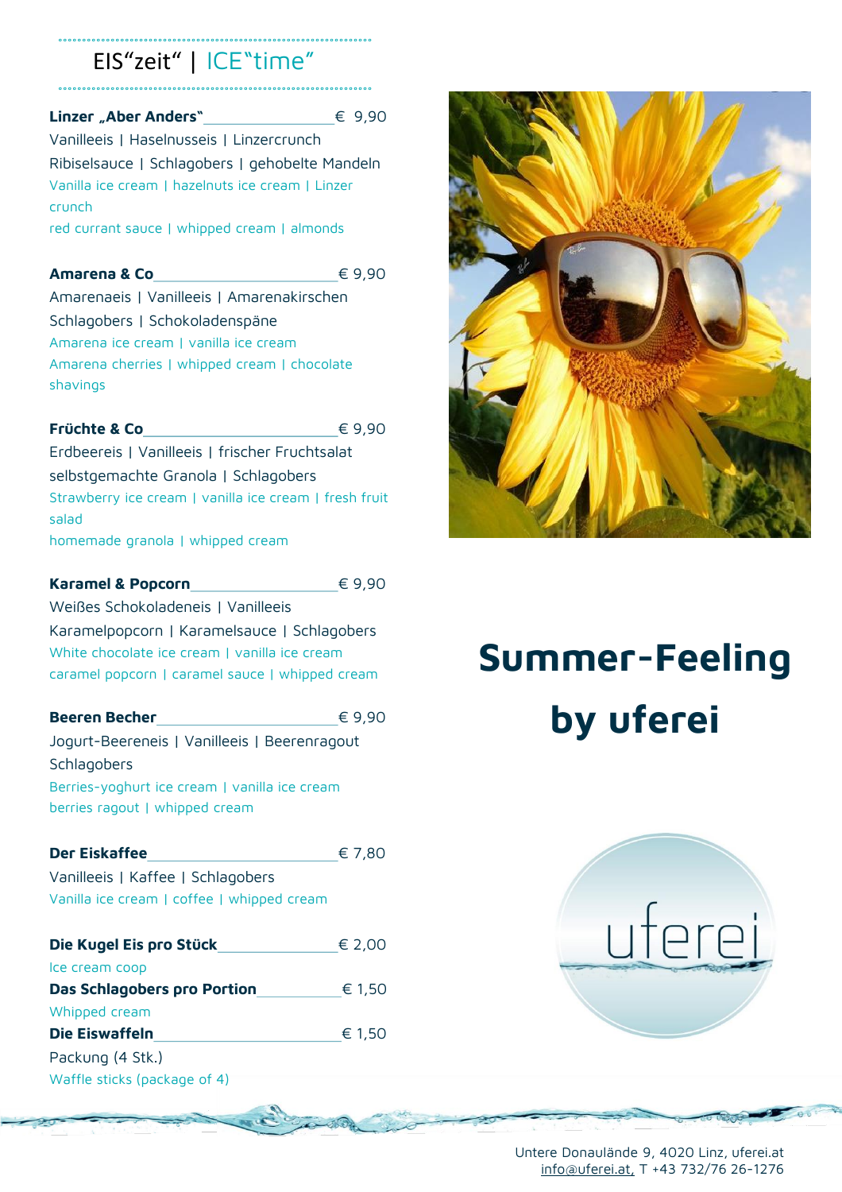## EIS“zeit“ | ICE“time“

**Linzer „Aber Anders“** € 9,90
Vanilleeis | Haselnusseis | Linzercrunch
Ribiselsauce | Schlagobers | gehobelte Mandeln
Vanilla ice cream | hazelnuts ice cream | Linzer crunch
red currant sauce | whipped cream | almonds

**Amarena & Co** € 9,90
Amarenaeis | Vanilleeis | Amarenakirschen
Schlagobers | Schokoladenspäne
Amarena ice cream | vanilla ice cream
Amarena cherries | whipped cream | chocolate shavings

**Früchte & Co** € 9,90
Erdbeereis | Vanilleeis | frischer Fruchtsalat
selbstgemachte Granola | Schlagobers
Strawberry ice cream | vanilla ice cream | fresh fruit salad
homemade granola | whipped cream

**Karamel & Popcorn** € 9,90
Weißes Schokoladeneis | Vanilleeis
Karamelpopcorn | Karamelsauce | Schlagobers
White chocolate ice cream | vanilla ice cream
caramel popcorn | caramel sauce | whipped cream

**Beeren Becher** € 9,90
Jogurt-Beereneis | Vanilleeis | Beerenragout
Schlagobers
Berries-yoghurt ice cream | vanilla ice cream
berries ragout | whipped cream

**Der Eiskaffee** € 7,80
Vanilleeis | Kaffee | Schlagobers
Vanilla ice cream | coffee | whipped cream

**Die Kugel Eis pro Stück** € 2,00
Ice cream coop

**Das Schlagobers pro Portion** € 1,50
Whipped cream

**Die Eiswaffeln** € 1,50
Packung (4 Stk.)
Waffle sticks (package of 4)

# Summer-Feeling by uferei

uferei

Untere Donaulände 9, 4020 Linz, uferei.at
info@uferei.at, T +43 732/76 26-1276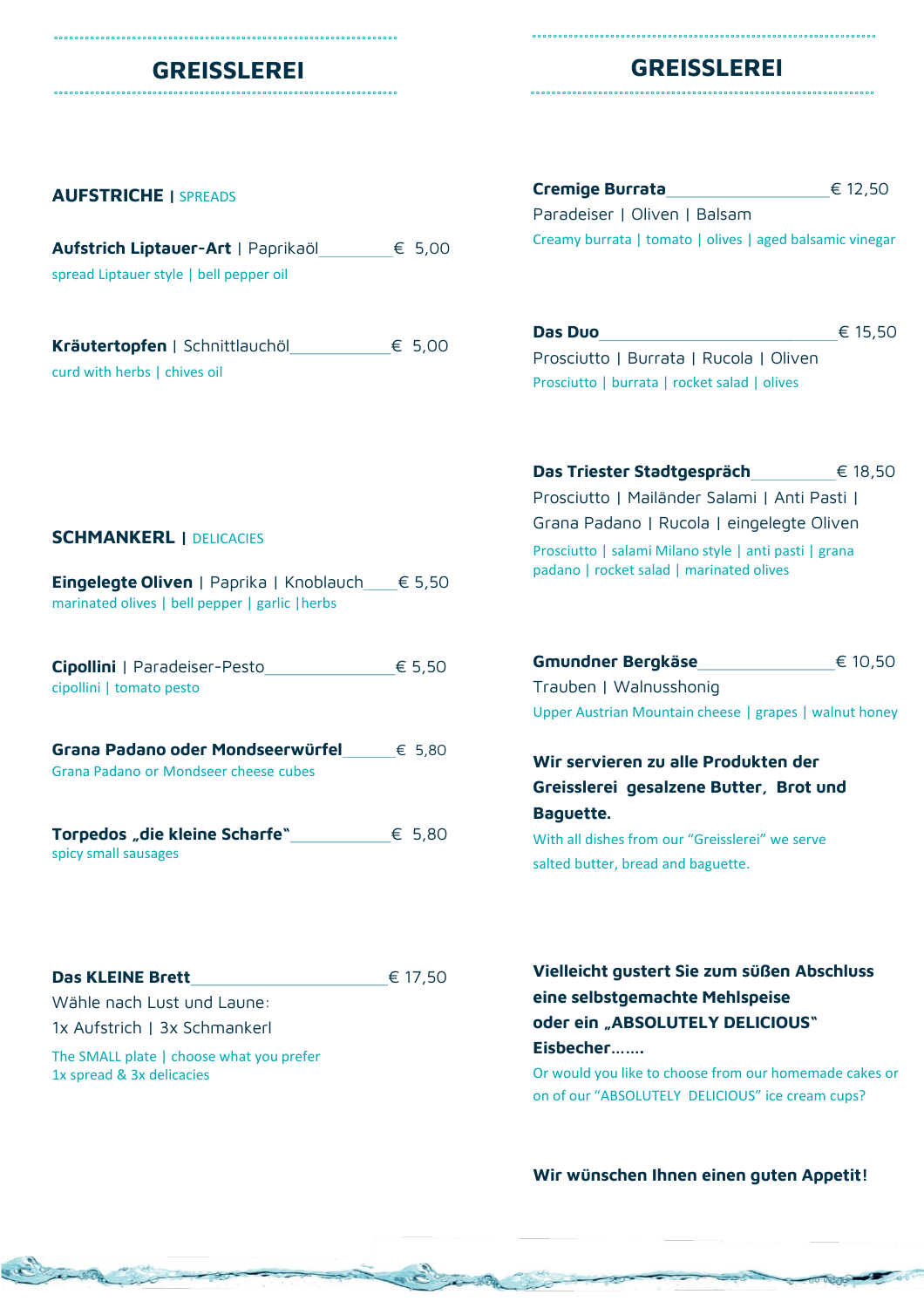# GREISSLEREI

## AUFSTRICHE | SPREADS

**Aufstrich Liptauer-Art** | Paprikaöl € 5,00
spread Liptauer style | bell pepper oil

**Kräutertopfen** | Schnittlauchöl € 5,00
curd with herbs | chives oil

## SCHMANKERL | DELICACIES

**Eingelegte Oliven** | Paprika | Knoblauch € 5,50
marinated olives | bell pepper | garlic |herbs

**Cipollini** | Paradeiser-Pesto € 5,50
cipollini | tomato pesto

**Grana Padano oder Mondseerwürfel** € 5,80
Grana Padano or Mondseer cheese cubes

**Torpedos „die kleine Scharfe"** € 5,80
spicy small sausages

**Das KLEINE Brett** € 17,50
Wähle nach Lust und Laune:
1x Aufstrich | 3x Schmankerl
The SMALL plate | choose what you prefer
1x spread & 3x delicacies

# GREISSLEREI

**Cremige Burrata** € 12,50
Paradeiser | Oliven | Balsam
Creamy burrata | tomato | olives | aged balsamic vinegar

**Das Duo** € 15,50
Prosciutto | Burrata | Rucola | Oliven
Prosciutto | burrata | rocket salad | olives

**Das Triester Stadtgespräch** € 18,50
Prosciutto | Mailänder Salami | Anti Pasti | Grana Padano | Rucola | eingelegte Oliven
Prosciutto | salami Milano style | anti pasti | grana padano | rocket salad | marinated olives

**Gmundner Bergkäse** € 10,50
Trauben | Walnusshonig
Upper Austrian Mountain cheese | grapes | walnut honey

**Wir servieren zu alle Produkten der Greisslerei gesalzene Butter, Brot und Baguette.**
With all dishes from our "Greisslerei" we serve salted butter, bread and baguette.

**Vielleicht gustert Sie zum süßen Abschluss eine selbstgemachte Mehlspeise oder ein „ABSOLUTELY DELICIOUS" Eisbecher.......**
Or would you like to choose from our homemade cakes or on of our "ABSOLUTELY DELICIOUS" ice cream cups?

**Wir wünschen Ihnen einen guten Appetit!**